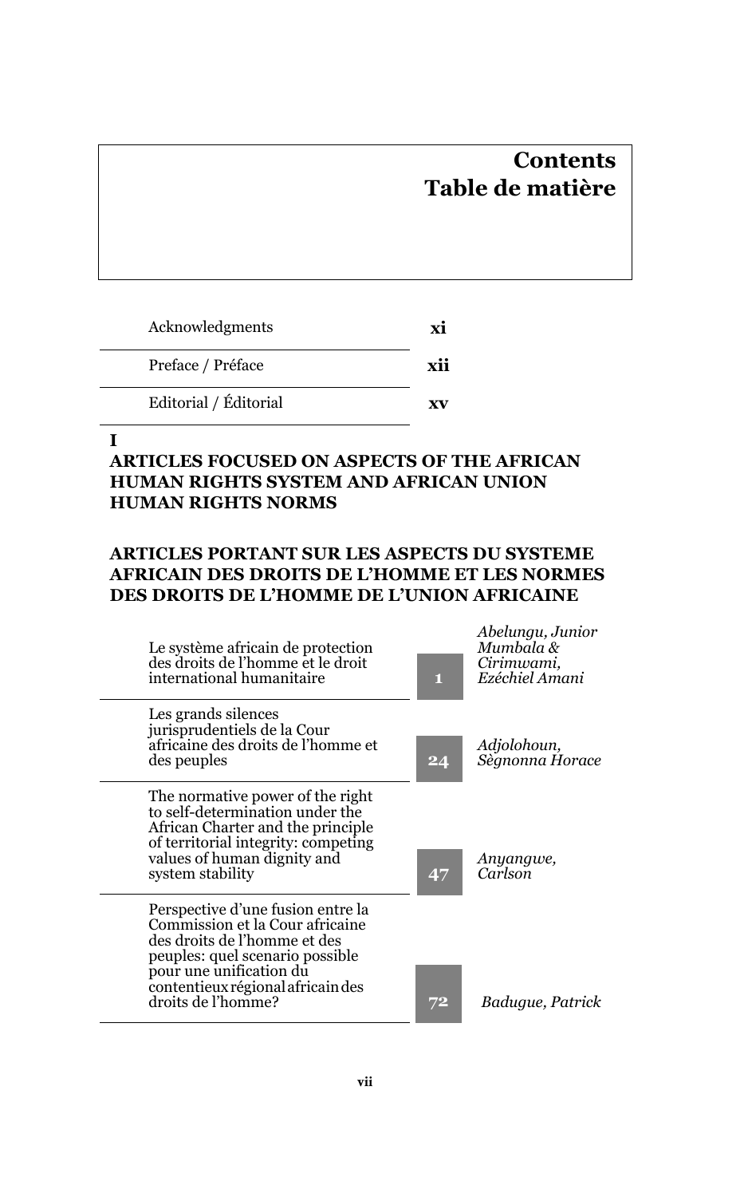# Contents
# Table de matière

| | | |
|---|---|---|
| Acknowledgments | **xi** | |
| Preface / Préface | **xii** | |
| Editorial / Éditorial | **xv** | |

**I**

## ARTICLES FOCUSED ON ASPECTS OF THE AFRICAN HUMAN RIGHTS SYSTEM AND AFRICAN UNION HUMAN RIGHTS NORMS

## ARTICLES PORTANT SUR LES ASPECTS DU SYSTEME AFRICAIN DES DROITS DE L'HOMME ET LES NORMES DES DROITS DE L'HOMME DE L'UNION AFRICAINE

| | | |
|---|---|---|
| Le système africain de protection des droits de l'homme et le droit international humanitaire | **1** | *Abelungu, Junior Mumbala & Cirimwami, Ezéchiel Amani* |
| Les grands silences jurisprudentiels de la Cour africaine des droits de l'homme et des peuples | **24** | *Adjolohoun, Sègnonna Horace* |
| The normative power of the right to self-determination under the African Charter and the principle of territorial integrity: competing values of human dignity and system stability | **47** | *Anyangwe, Carlson* |
| Perspective d'une fusion entre la Commission et la Cour africaine des droits de l'homme et des peuples: quel scenario possible pour une unification du contentieux régional africain des droits de l'homme? | **72** | *Badugue, Patrick* |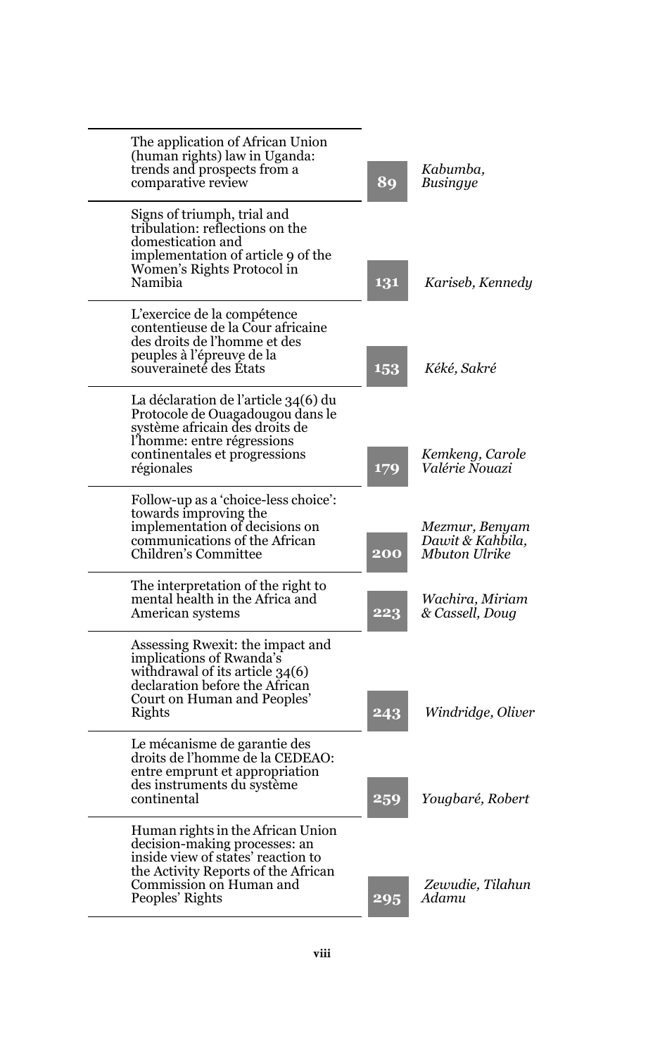| | | |
|---|---|---|
| The application of African Union (human rights) law in Uganda: trends and prospects from a comparative review | 89 | *Kabumba, Busingye* |
| Signs of triumph, trial and tribulation: reflections on the domestication and implementation of article 9 of the Women's Rights Protocol in Namibia | 131 | *Kariseb, Kennedy* |
| L'exercice de la compétence contentieuse de la Cour africaine des droits de l'homme et des peuples à l'épreuve de la souveraineté des États | 153 | *Kéké, Sakré* |
| La déclaration de l'article 34(6) du Protocole de Ouagadougou dans le système africain des droits de l'homme: entre régressions continentales et progressions régionales | 179 | *Kemkeng, Carole Valérie Nouazi* |
| Follow-up as a 'choice-less choice': towards improving the implementation of decisions on communications of the African Children's Committee | 200 | *Mezmur, Benyam Dawit & Kahbila, Mbuton Ulrike* |
| The interpretation of the right to mental health in the Africa and American systems | 223 | *Wachira, Miriam & Cassell, Doug* |
| Assessing Rwexit: the impact and implications of Rwanda's withdrawal of its article 34(6) declaration before the African Court on Human and Peoples' Rights | 243 | *Windridge, Oliver* |
| Le mécanisme de garantie des droits de l'homme de la CEDEAO: entre emprunt et appropriation des instruments du système continental | 259 | *Yougbaré, Robert* |
| Human rights in the African Union decision-making processes: an inside view of states' reaction to the Activity Reports of the African Commission on Human and Peoples' Rights | 295 | *Zewudie, Tilahun Adamu* |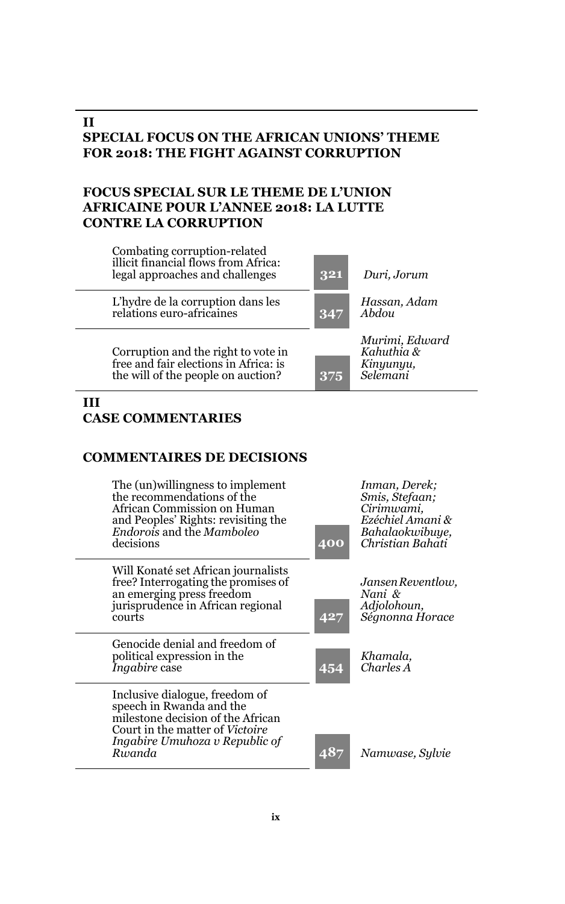## II
## SPECIAL FOCUS ON THE AFRICAN UNIONS' THEME FOR 2018: THE FIGHT AGAINST CORRUPTION

## FOCUS SPECIAL SUR LE THEME DE L'UNION AFRICAINE POUR L'ANNEE 2018: LA LUTTE CONTRE LA CORRUPTION

| Title | Page | Author |
|---|---|---|
| Combating corruption-related illicit financial flows from Africa: legal approaches and challenges | 321 | *Duri, Jorum* |
| L'hydre de la corruption dans les relations euro-africaines | 347 | *Hassan, Adam Abdou* |
| Corruption and the right to vote in free and fair elections in Africa: is the will of the people on auction? | 375 | *Murimi, Edward Kahuthia & Kinyunyu, Selemani* |

## III
## CASE COMMENTARIES

## COMMENTAIRES DE DECISIONS

| Title | Page | Author |
|---|---|---|
| The (un)willingness to implement the recommendations of the African Commission on Human and Peoples' Rights: revisiting the *Endorois* and the *Mamboleo* decisions | 400 | *Inman, Derek; Smis, Stefaan; Cirimwami, Ezéchiel Amani & Bahalaokwibuye, Christian Bahati* |
| Will Konaté set African journalists free? Interrogating the promises of an emerging press freedom jurisprudence in African regional courts | 427 | *Jansen Reventlow, Nani & Adjolohoun, Ségnonna Horace* |
| Genocide denial and freedom of political expression in the *Ingabire* case | 454 | *Khamala, Charles A* |
| Inclusive dialogue, freedom of speech in Rwanda and the milestone decision of the African Court in the matter of *Victoire Ingabire Umuhoza v Republic of Rwanda* | 487 | *Namwase, Sylvie* |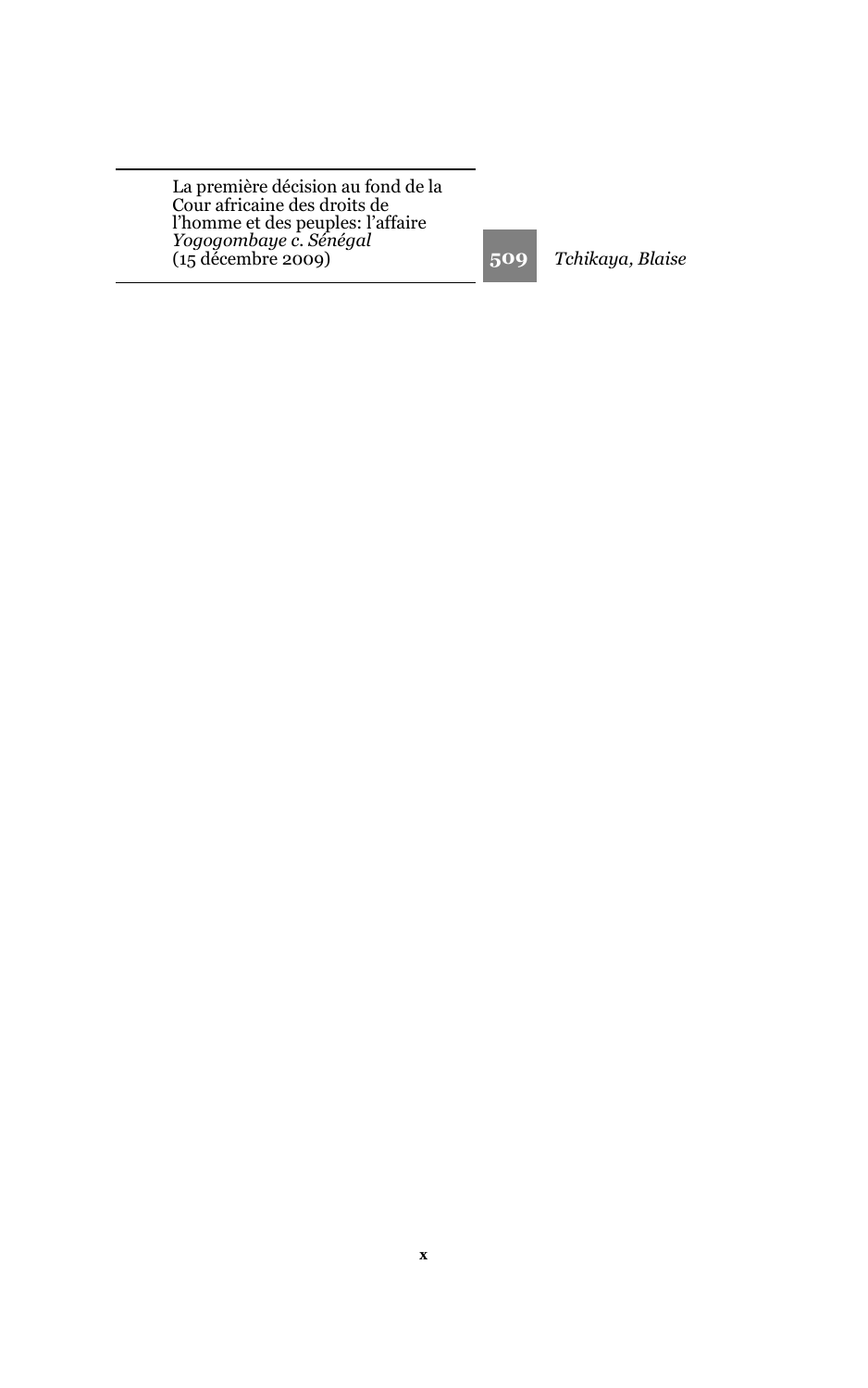| | | |
|---|---|---|
| La première décision au fond de la Cour africaine des droits de l'homme et des peuples: l'affaire *Yogogombaye c. Sénégal* (15 décembre 2009) | **509** | *Tchikaya, Blaise* |